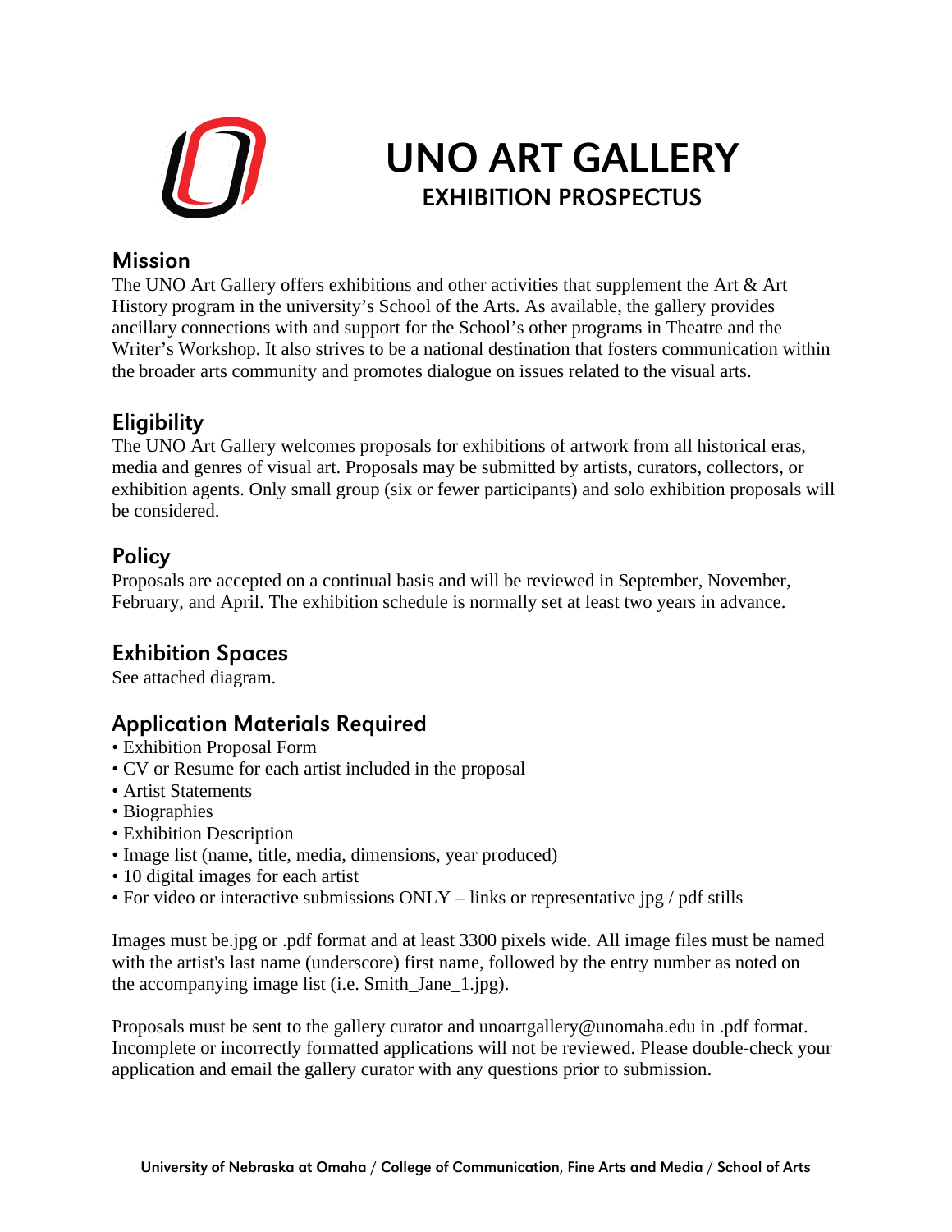# UNO ART GALLERY

## EXHIBITION PROSPECTUS

### Mission

The UNO Art Gallery offers exhibitions and other activities that supplement the Art & Art History program in the university's School of the Arts. As available, the gallery provides ancillary connections with and support for the School's other programs in Theatre and the Writer's Workshop. It also strives to be a national destination that fosters communication within the broader arts community and promotes dialogue on issues related to the visual arts.

### Eligibility

The UNO Art Gallery welcomes proposals for exhibitions of artwork from all historical eras, media and genres of visual art. Proposals may be submitted by artists, curators, collectors, or exhibition agents. Only small group (six or fewer participants) and solo exhibition proposals will be considered.

### Policy

Proposals are accepted on a continual basis and will be reviewed in September, November, February, and April. The exhibition schedule is normally set at least two years in advance.

### Exhibition Spaces

See attached diagram.

### Application Materials Required

- Exhibition Proposal Form
- CV or Resume for each artist included in the proposal
- Artist Statements
- Biographies
- Exhibition Description
- Image list (name, title, media, dimensions, year produced)
- 10 digital images for each artist
- For video or interactive submissions ONLY – links or representative jpg / pdf stills

Images must be.jpg or .pdf format and at least 3300 pixels wide. All image files must be named with the artist's last name (underscore) first name, followed by the entry number as noted on the accompanying image list (i.e. Smith_Jane_1.jpg).

Proposals must be sent to the gallery curator and unoartgallery@unomaha.edu in .pdf format. Incomplete or incorrectly formatted applications will not be reviewed. Please double-check your application and email the gallery curator with any questions prior to submission.

University of Nebraska at Omaha / College of Communication, Fine Arts and Media / School of Arts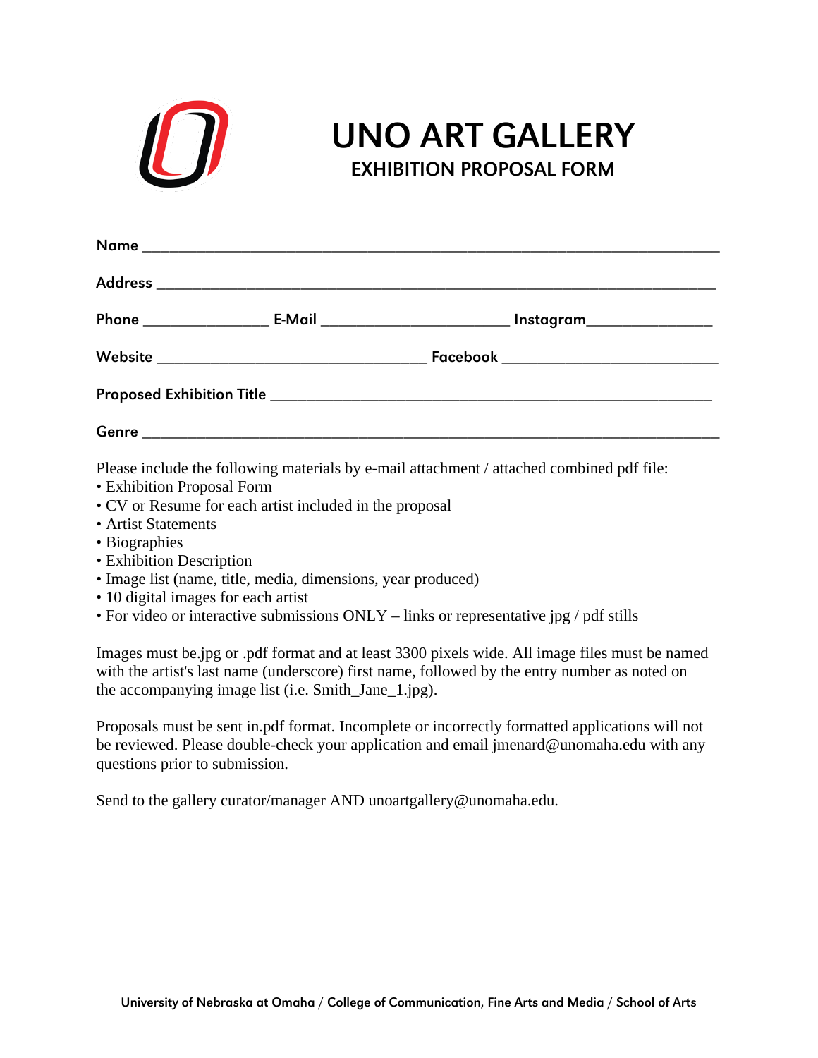# UNO ART GALLERY

## EXHIBITION PROPOSAL FORM

**Name** ______________________________________________________________________

**Address** ____________________________________________________________________

**Phone** ________________ **E-Mail** ________________________ **Instagram**________________

**Website** __________________________________ **Facebook** ___________________________

**Proposed Exhibition Title** ________________________________________________________

**Genre** ______________________________________________________________________

Please include the following materials by e-mail attachment / attached combined pdf file:

- Exhibition Proposal Form
- CV or Resume for each artist included in the proposal
- Artist Statements
- Biographies
- Exhibition Description
- Image list (name, title, media, dimensions, year produced)
- 10 digital images for each artist
- For video or interactive submissions ONLY – links or representative jpg / pdf stills

Images must be.jpg or .pdf format and at least 3300 pixels wide. All image files must be named with the artist's last name (underscore) first name, followed by the entry number as noted on the accompanying image list (i.e. Smith_Jane_1.jpg).

Proposals must be sent in.pdf format. Incomplete or incorrectly formatted applications will not be reviewed. Please double-check your application and email jmenard@unomaha.edu with any questions prior to submission.

Send to the gallery curator/manager AND unoartgallery@unomaha.edu.

**University of Nebraska at Omaha / College of Communication, Fine Arts and Media / School of Arts**